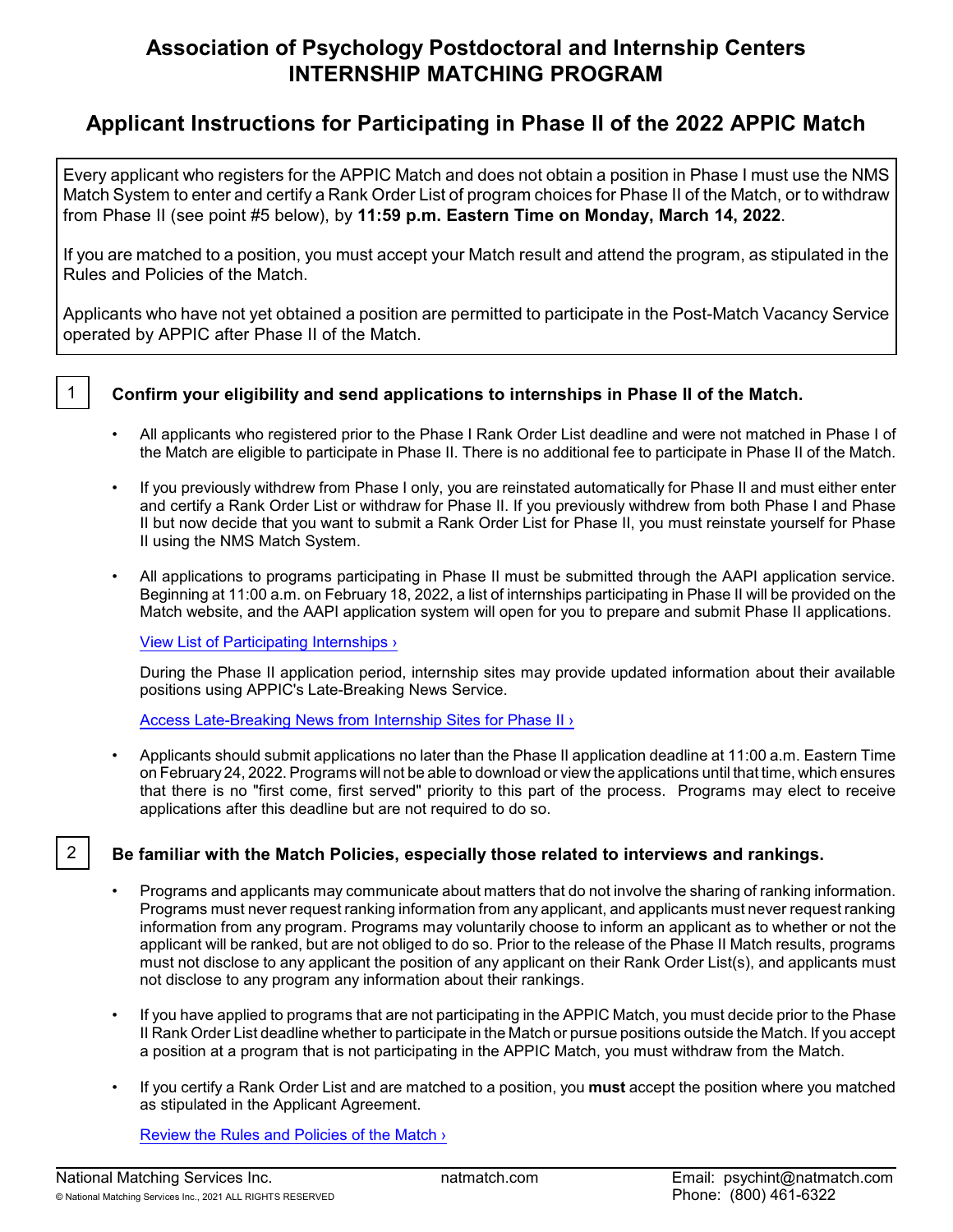# Association of Psychology Postdoctoral and Internship Centers
# INTERNSHIP MATCHING PROGRAM

## Applicant Instructions for Participating in Phase II of the 2022 APPIC Match

Every applicant who registers for the APPIC Match and does not obtain a position in Phase I must use the NMS Match System to enter and certify a Rank Order List of program choices for Phase II of the Match, or to withdraw from Phase II (see point #5 below), by **11:59 p.m. Eastern Time on Monday, March 14, 2022**.

If you are matched to a position, you must accept your Match result and attend the program, as stipulated in the Rules and Policies of the Match.

Applicants who have not yet obtained a position are permitted to participate in the Post-Match Vacancy Service operated by APPIC after Phase II of the Match.

### 1 Confirm your eligibility and send applications to internships in Phase II of the Match.

- All applicants who registered prior to the Phase I Rank Order List deadline and were not matched in Phase I of the Match are eligible to participate in Phase II. There is no additional fee to participate in Phase II of the Match.
- If you previously withdrew from Phase I only, you are reinstated automatically for Phase II and must either enter and certify a Rank Order List or withdraw for Phase II. If you previously withdrew from both Phase I and Phase II but now decide that you want to submit a Rank Order List for Phase II, you must reinstate yourself for Phase II using the NMS Match System.
- All applications to programs participating in Phase II must be submitted through the AAPI application service. Beginning at 11:00 a.m. on February 18, 2022, a list of internships participating in Phase II will be provided on the Match website, and the AAPI application system will open for you to prepare and submit Phase II applications.

  View List of Participating Internships ›

  During the Phase II application period, internship sites may provide updated information about their available positions using APPIC's Late-Breaking News Service.

  Access Late-Breaking News from Internship Sites for Phase II ›

- Applicants should submit applications no later than the Phase II application deadline at 11:00 a.m. Eastern Time on February 24, 2022. Programs will not be able to download or view the applications until that time, which ensures that there is no "first come, first served" priority to this part of the process. Programs may elect to receive applications after this deadline but are not required to do so.

### 2 Be familiar with the Match Policies, especially those related to interviews and rankings.

- Programs and applicants may communicate about matters that do not involve the sharing of ranking information. Programs must never request ranking information from any applicant, and applicants must never request ranking information from any program. Programs may voluntarily choose to inform an applicant as to whether or not the applicant will be ranked, but are not obliged to do so. Prior to the release of the Phase II Match results, programs must not disclose to any applicant the position of any applicant on their Rank Order List(s), and applicants must not disclose to any program any information about their rankings.
- If you have applied to programs that are not participating in the APPIC Match, you must decide prior to the Phase II Rank Order List deadline whether to participate in the Match or pursue positions outside the Match. If you accept a position at a program that is not participating in the APPIC Match, you must withdraw from the Match.
- If you certify a Rank Order List and are matched to a position, you **must** accept the position where you matched as stipulated in the Applicant Agreement.

  Review the Rules and Policies of the Match ›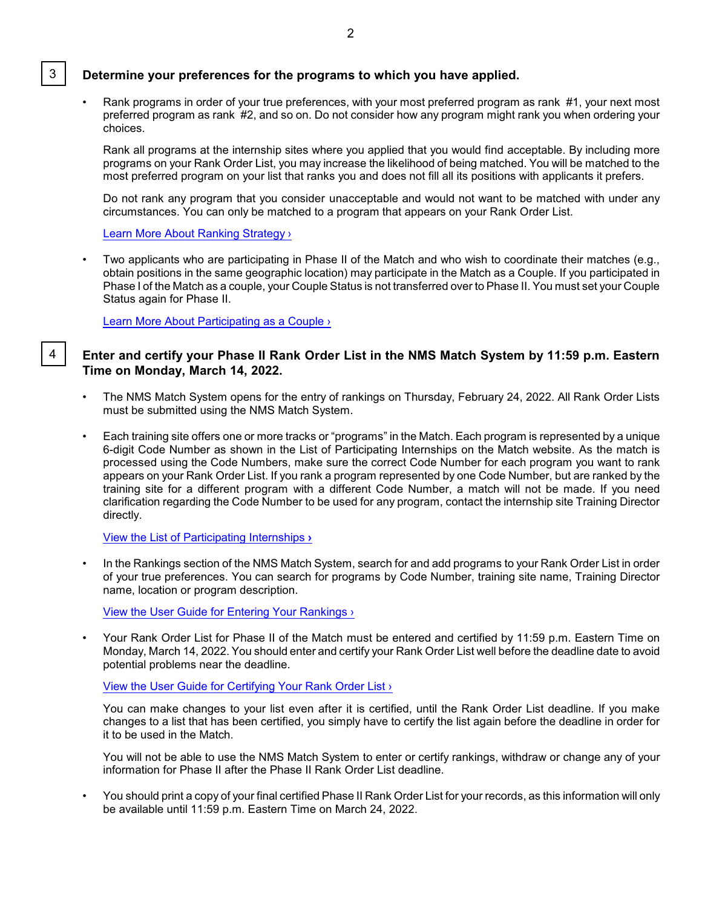## 3 Determine your preferences for the programs to which you have applied.

- Rank programs in order of your true preferences, with your most preferred program as rank #1, your next most preferred program as rank #2, and so on. Do not consider how any program might rank you when ordering your choices.

  Rank all programs at the internship sites where you applied that you would find acceptable. By including more programs on your Rank Order List, you may increase the likelihood of being matched. You will be matched to the most preferred program on your list that ranks you and does not fill all its positions with applicants it prefers.

  Do not rank any program that you consider unacceptable and would not want to be matched with under any circumstances. You can only be matched to a program that appears on your Rank Order List.

  Learn More About Ranking Strategy ›

- Two applicants who are participating in Phase II of the Match and who wish to coordinate their matches (e.g., obtain positions in the same geographic location) may participate in the Match as a Couple. If you participated in Phase I of the Match as a couple, your Couple Status is not transferred over to Phase II. You must set your Couple Status again for Phase II.

  Learn More About Participating as a Couple ›

## 4 Enter and certify your Phase II Rank Order List in the NMS Match System by 11:59 p.m. Eastern Time on Monday, March 14, 2022.

- The NMS Match System opens for the entry of rankings on Thursday, February 24, 2022. All Rank Order Lists must be submitted using the NMS Match System.

- Each training site offers one or more tracks or "programs" in the Match. Each program is represented by a unique 6-digit Code Number as shown in the List of Participating Internships on the Match website. As the match is processed using the Code Numbers, make sure the correct Code Number for each program you want to rank appears on your Rank Order List. If you rank a program represented by one Code Number, but are ranked by the training site for a different program with a different Code Number, a match will not be made. If you need clarification regarding the Code Number to be used for any program, contact the internship site Training Director directly.

  View the List of Participating Internships ›

- In the Rankings section of the NMS Match System, search for and add programs to your Rank Order List in order of your true preferences. You can search for programs by Code Number, training site name, Training Director name, location or program description.

  View the User Guide for Entering Your Rankings ›

- Your Rank Order List for Phase II of the Match must be entered and certified by 11:59 p.m. Eastern Time on Monday, March 14, 2022. You should enter and certify your Rank Order List well before the deadline date to avoid potential problems near the deadline.

  View the User Guide for Certifying Your Rank Order List ›

  You can make changes to your list even after it is certified, until the Rank Order List deadline. If you make changes to a list that has been certified, you simply have to certify the list again before the deadline in order for it to be used in the Match.

  You will not be able to use the NMS Match System to enter or certify rankings, withdraw or change any of your information for Phase II after the Phase II Rank Order List deadline.

- You should print a copy of your final certified Phase II Rank Order List for your records, as this information will only be available until 11:59 p.m. Eastern Time on March 24, 2022.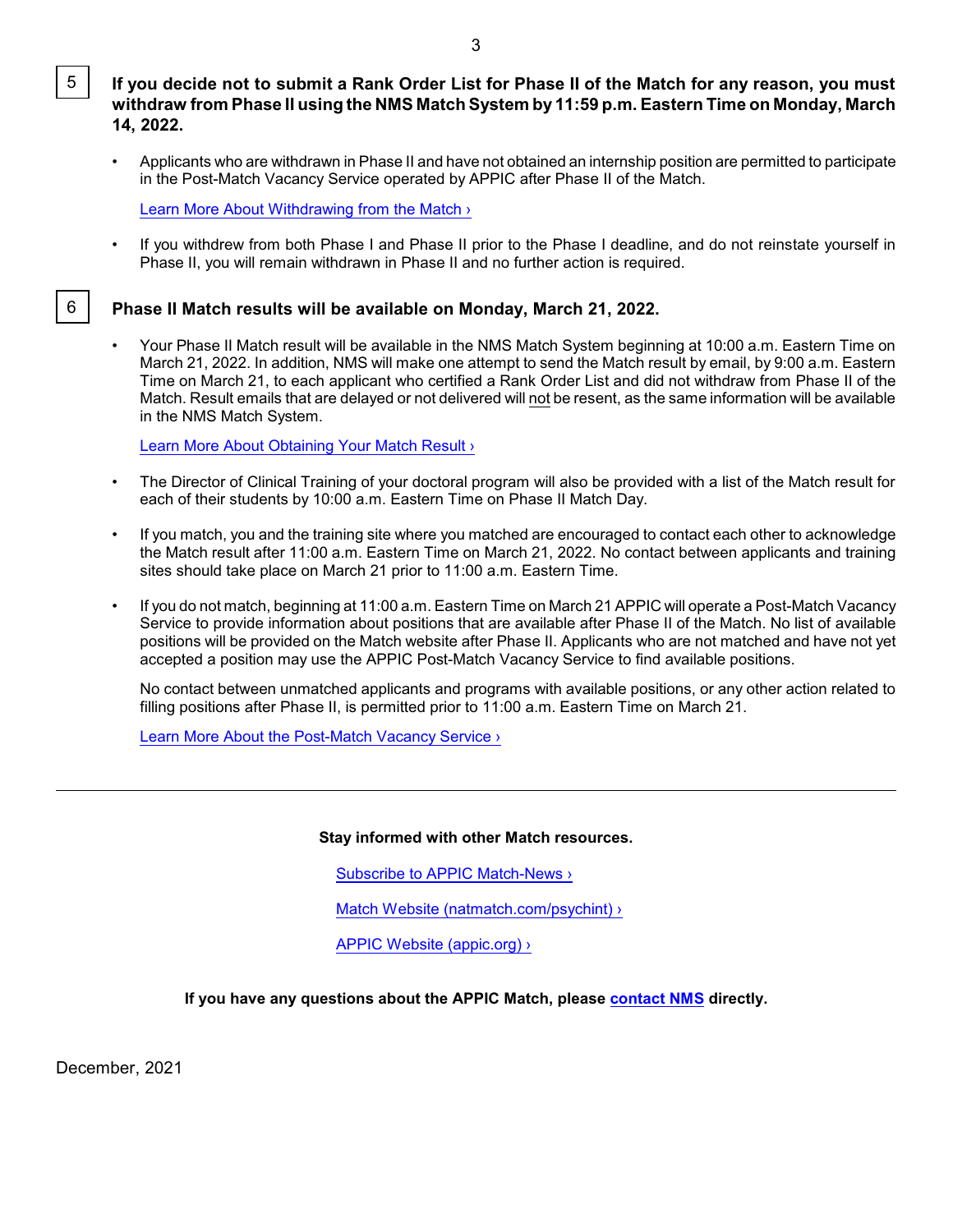5

**If you decide not to submit a Rank Order List for Phase II of the Match for any reason, you must withdraw from Phase II using the NMS Match System by 11:59 p.m. Eastern Time on Monday, March 14, 2022.**

- Applicants who are withdrawn in Phase II and have not obtained an internship position are permitted to participate in the Post-Match Vacancy Service operated by APPIC after Phase II of the Match.

  Learn More About Withdrawing from the Match ›

- If you withdrew from both Phase I and Phase II prior to the Phase I deadline, and do not reinstate yourself in Phase II, you will remain withdrawn in Phase II and no further action is required.

6

**Phase II Match results will be available on Monday, March 21, 2022.**

- Your Phase II Match result will be available in the NMS Match System beginning at 10:00 a.m. Eastern Time on March 21, 2022. In addition, NMS will make one attempt to send the Match result by email, by 9:00 a.m. Eastern Time on March 21, to each applicant who certified a Rank Order List and did not withdraw from Phase II of the Match. Result emails that are delayed or not delivered will not be resent, as the same information will be available in the NMS Match System.

  Learn More About Obtaining Your Match Result ›

- The Director of Clinical Training of your doctoral program will also be provided with a list of the Match result for each of their students by 10:00 a.m. Eastern Time on Phase II Match Day.

- If you match, you and the training site where you matched are encouraged to contact each other to acknowledge the Match result after 11:00 a.m. Eastern Time on March 21, 2022. No contact between applicants and training sites should take place on March 21 prior to 11:00 a.m. Eastern Time.

- If you do not match, beginning at 11:00 a.m. Eastern Time on March 21 APPIC will operate a Post-Match Vacancy Service to provide information about positions that are available after Phase II of the Match. No list of available positions will be provided on the Match website after Phase II. Applicants who are not matched and have not yet accepted a position may use the APPIC Post-Match Vacancy Service to find available positions.

  No contact between unmatched applicants and programs with available positions, or any other action related to filling positions after Phase II, is permitted prior to 11:00 a.m. Eastern Time on March 21.

  Learn More About the Post-Match Vacancy Service ›

---

**Stay informed with other Match resources.**

Subscribe to APPIC Match-News ›

Match Website (natmatch.com/psychint) ›

APPIC Website (appic.org) ›

**If you have any questions about the APPIC Match, please contact NMS directly.**

December, 2021